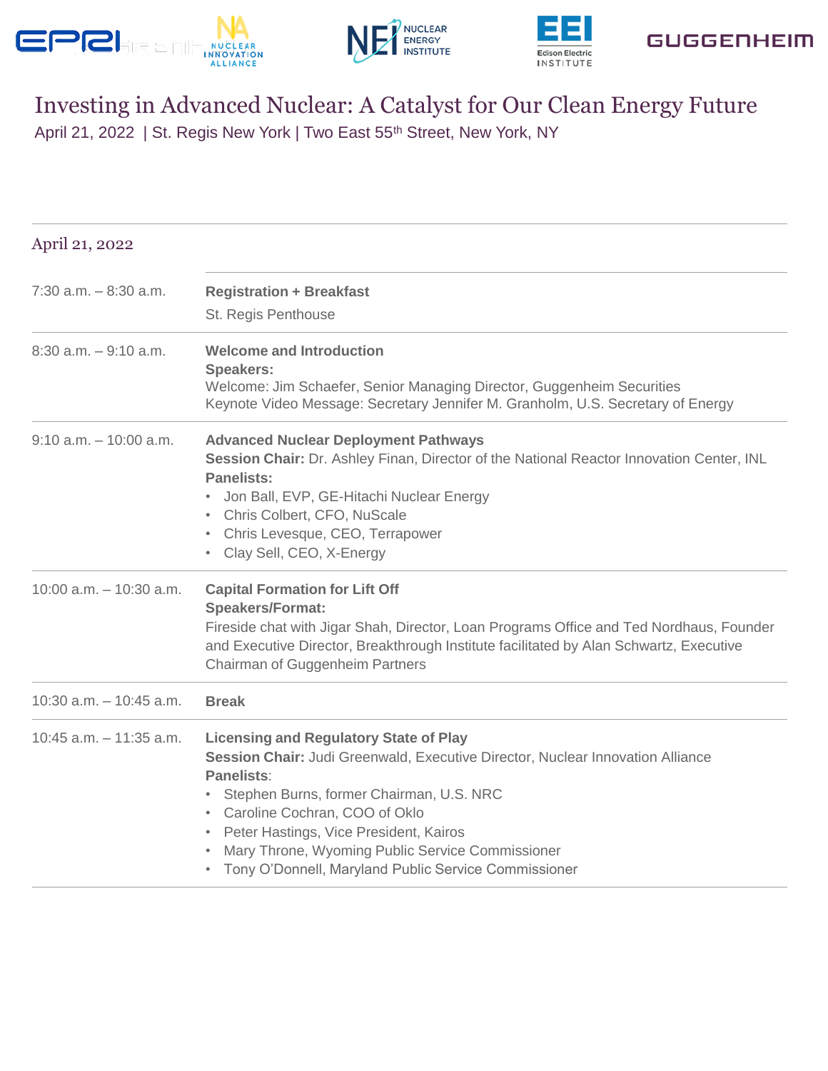# Investing in Advanced Nuclear: A Catalyst for Our Clean Energy Future

April 21, 2022 | St. Regis New York | Two East 55th Street, New York, NY

## April 21, 2022

| Time | Session |
|---|---|
| 7:30 a.m. – 8:30 a.m. | **Registration + Breakfast**<br>St. Regis Penthouse |
| 8:30 a.m. – 9:10 a.m. | **Welcome and Introduction**<br>**Speakers:**<br>Welcome: Jim Schaefer, Senior Managing Director, Guggenheim Securities<br>Keynote Video Message: Secretary Jennifer M. Granholm, U.S. Secretary of Energy |
| 9:10 a.m. – 10:00 a.m. | **Advanced Nuclear Deployment Pathways**<br>**Session Chair:** Dr. Ashley Finan, Director of the National Reactor Innovation Center, INL<br>**Panelists:**<br>• Jon Ball, EVP, GE-Hitachi Nuclear Energy<br>• Chris Colbert, CFO, NuScale<br>• Chris Levesque, CEO, Terrapower<br>• Clay Sell, CEO, X-Energy |
| 10:00 a.m. – 10:30 a.m. | **Capital Formation for Lift Off**<br>**Speakers/Format:**<br>Fireside chat with Jigar Shah, Director, Loan Programs Office and Ted Nordhaus, Founder and Executive Director, Breakthrough Institute facilitated by Alan Schwartz, Executive Chairman of Guggenheim Partners |
| 10:30 a.m. – 10:45 a.m. | **Break** |
| 10:45 a.m. – 11:35 a.m. | **Licensing and Regulatory State of Play**<br>**Session Chair:** Judi Greenwald, Executive Director, Nuclear Innovation Alliance<br>**Panelists**:<br>• Stephen Burns, former Chairman, U.S. NRC<br>• Caroline Cochran, COO of Oklo<br>• Peter Hastings, Vice President, Kairos<br>• Mary Throne, Wyoming Public Service Commissioner<br>• Tony O'Donnell, Maryland Public Service Commissioner |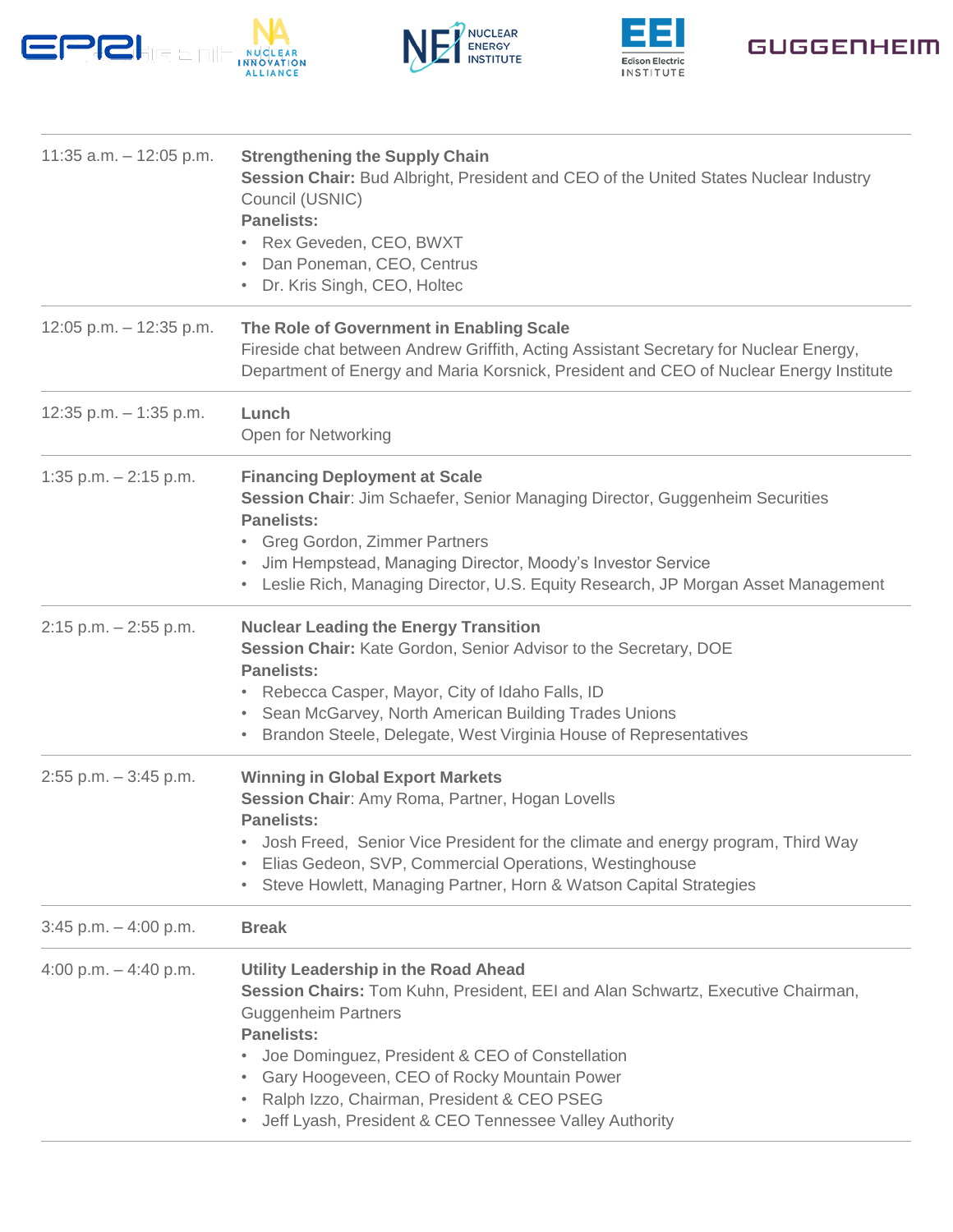| | |
|---|---|
| 11:35 a.m. – 12:05 p.m. | **Strengthening the Supply Chain**<br>**Session Chair:** Bud Albright, President and CEO of the United States Nuclear Industry Council (USNIC)<br>**Panelists:**<br>• Rex Geveden, CEO, BWXT<br>• Dan Poneman, CEO, Centrus<br>• Dr. Kris Singh, CEO, Holtec |
| 12:05 p.m. – 12:35 p.m. | **The Role of Government in Enabling Scale**<br>Fireside chat between Andrew Griffith, Acting Assistant Secretary for Nuclear Energy, Department of Energy and Maria Korsnick, President and CEO of Nuclear Energy Institute |
| 12:35 p.m. – 1:35 p.m. | **Lunch**<br>Open for Networking |
| 1:35 p.m. – 2:15 p.m. | **Financing Deployment at Scale**<br>**Session Chair**: Jim Schaefer, Senior Managing Director, Guggenheim Securities<br>**Panelists:**<br>• Greg Gordon, Zimmer Partners<br>• Jim Hempstead, Managing Director, Moody's Investor Service<br>• Leslie Rich, Managing Director, U.S. Equity Research, JP Morgan Asset Management |
| 2:15 p.m. – 2:55 p.m. | **Nuclear Leading the Energy Transition**<br>**Session Chair:** Kate Gordon, Senior Advisor to the Secretary, DOE<br>**Panelists:**<br>• Rebecca Casper, Mayor, City of Idaho Falls, ID<br>• Sean McGarvey, North American Building Trades Unions<br>• Brandon Steele, Delegate, West Virginia House of Representatives |
| 2:55 p.m. – 3:45 p.m. | **Winning in Global Export Markets**<br>**Session Chair**: Amy Roma, Partner, Hogan Lovells<br>**Panelists:**<br>• Josh Freed, Senior Vice President for the climate and energy program, Third Way<br>• Elias Gedeon, SVP, Commercial Operations, Westinghouse<br>• Steve Howlett, Managing Partner, Horn & Watson Capital Strategies |
| 3:45 p.m. – 4:00 p.m. | **Break** |
| 4:00 p.m. – 4:40 p.m. | **Utility Leadership in the Road Ahead**<br>**Session Chairs:** Tom Kuhn, President, EEI and Alan Schwartz, Executive Chairman, Guggenheim Partners<br>**Panelists:**<br>• Joe Dominguez, President & CEO of Constellation<br>• Gary Hoogeveen, CEO of Rocky Mountain Power<br>• Ralph Izzo, Chairman, President & CEO PSEG<br>• Jeff Lyash, President & CEO Tennessee Valley Authority |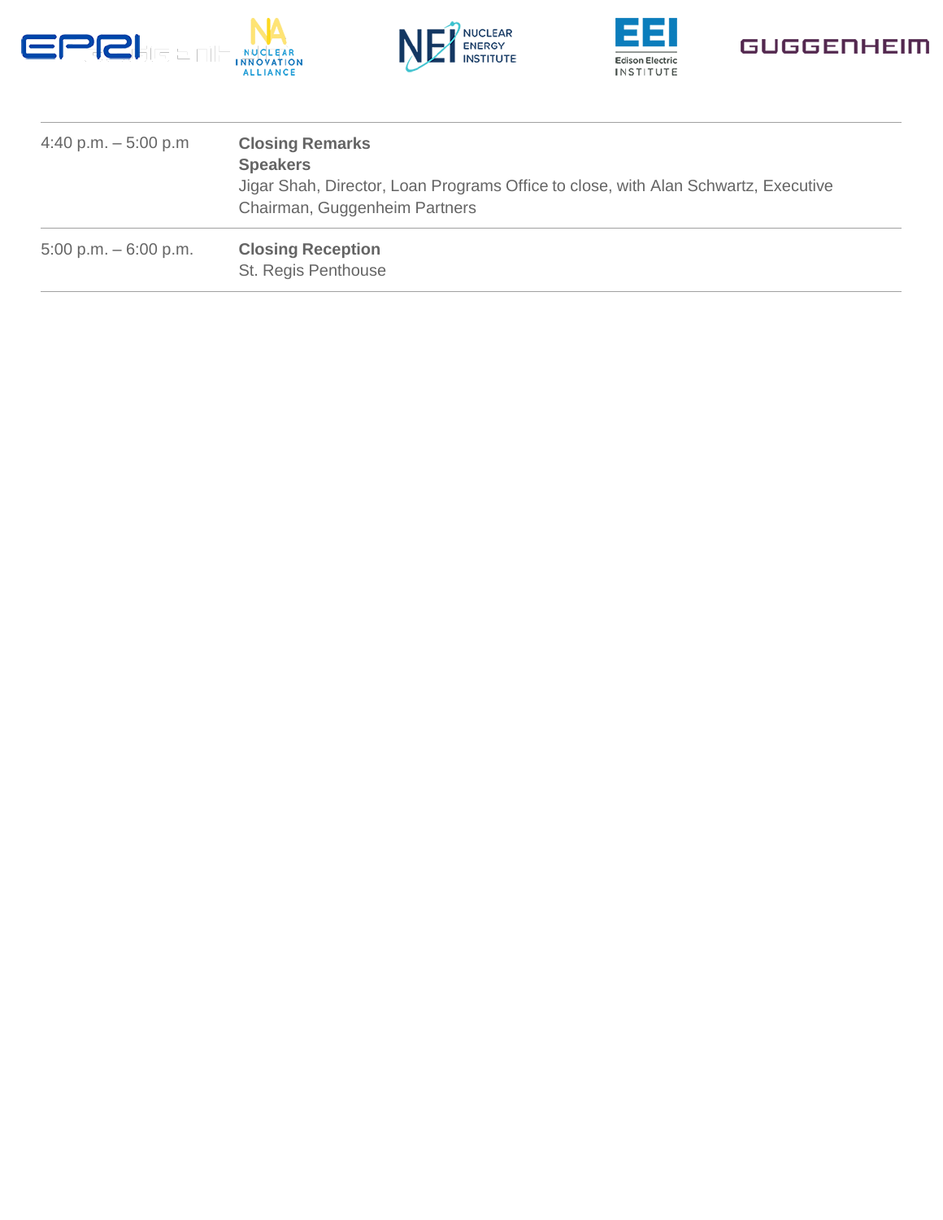| | |
|---|---|
| 4:40 p.m. – 5:00 p.m | **Closing Remarks**<br>**Speakers**<br>Jigar Shah, Director, Loan Programs Office to close, with Alan Schwartz, Executive Chairman, Guggenheim Partners |
| 5:00 p.m. – 6:00 p.m. | **Closing Reception**<br>St. Regis Penthouse |